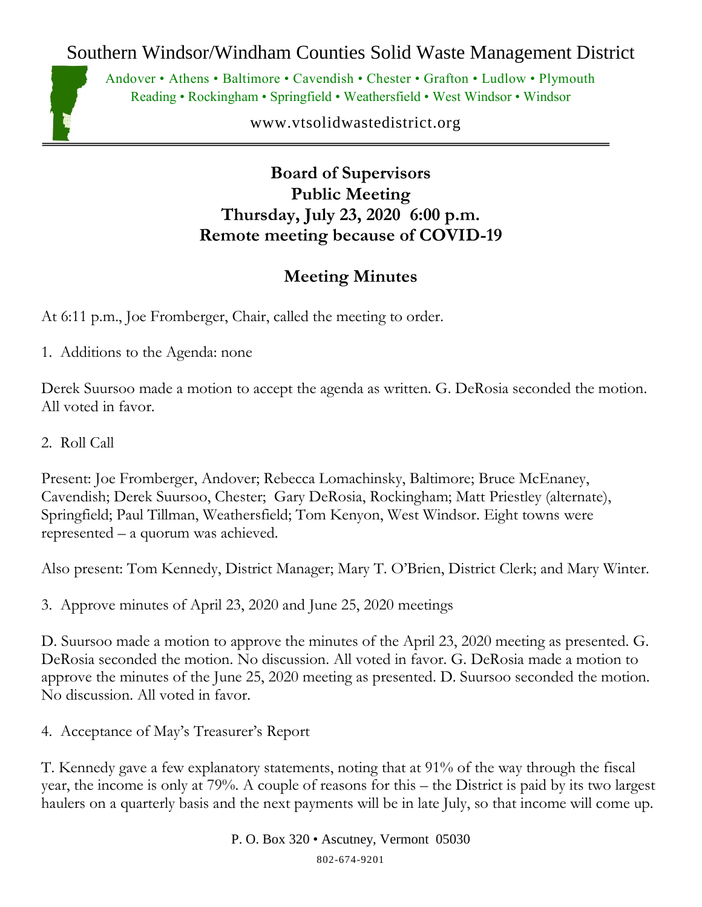# Southern Windsor/Windham Counties Solid Waste Management District

Andover • Athens • Baltimore • Cavendish • Chester • Grafton • Ludlow • Plymouth
Reading • Rockingham • Springfield • Weathersfield • West Windsor • Windsor

www.vtsolidwastedistrict.org

## Board of Supervisors
## Public Meeting
## Thursday, July 23, 2020 6:00 p.m.
## Remote meeting because of COVID-19

## Meeting Minutes

At 6:11 p.m., Joe Fromberger, Chair, called the meeting to order.

1. Additions to the Agenda: none

Derek Suursoo made a motion to accept the agenda as written. G. DeRosia seconded the motion. All voted in favor.

2. Roll Call

Present: Joe Fromberger, Andover; Rebecca Lomachinsky, Baltimore; Bruce McEnaney, Cavendish; Derek Suursoo, Chester; Gary DeRosia, Rockingham; Matt Priestley (alternate), Springfield; Paul Tillman, Weathersfield; Tom Kenyon, West Windsor. Eight towns were represented – a quorum was achieved.

Also present: Tom Kennedy, District Manager; Mary T. O'Brien, District Clerk; and Mary Winter.

3. Approve minutes of April 23, 2020 and June 25, 2020 meetings

D. Suursoo made a motion to approve the minutes of the April 23, 2020 meeting as presented. G. DeRosia seconded the motion. No discussion. All voted in favor. G. DeRosia made a motion to approve the minutes of the June 25, 2020 meeting as presented. D. Suursoo seconded the motion. No discussion. All voted in favor.

4. Acceptance of May's Treasurer's Report

T. Kennedy gave a few explanatory statements, noting that at 91% of the way through the fiscal year, the income is only at 79%. A couple of reasons for this – the District is paid by its two largest haulers on a quarterly basis and the next payments will be in late July, so that income will come up.

P. O. Box 320 • Ascutney, Vermont 05030
802-674-9201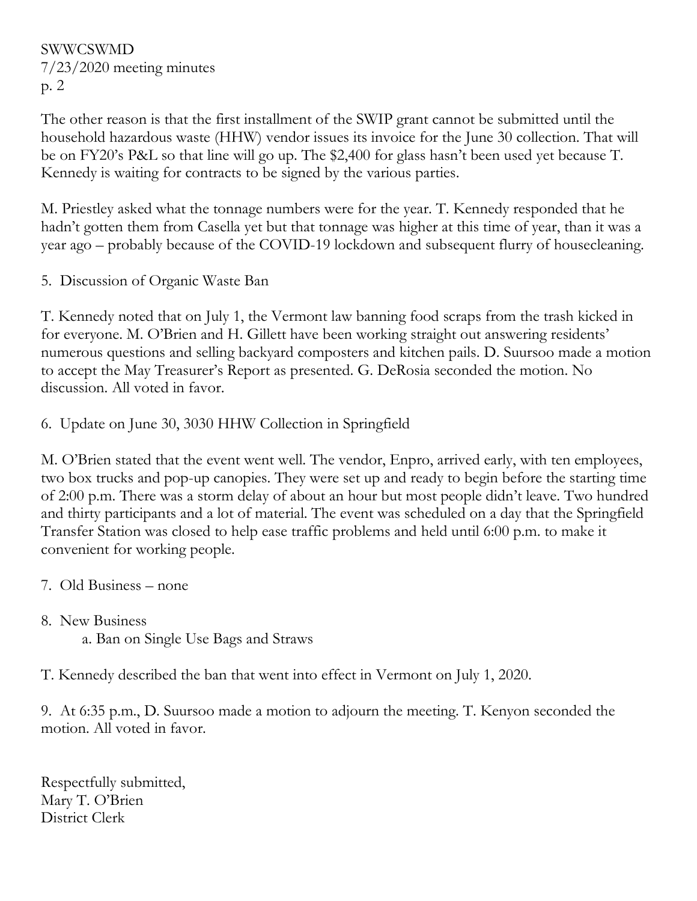The other reason is that the first installment of the SWIP grant cannot be submitted until the household hazardous waste (HHW) vendor issues its invoice for the June 30 collection. That will be on FY20's P&L so that line will go up. The $2,400 for glass hasn't been used yet because T. Kennedy is waiting for contracts to be signed by the various parties.

M. Priestley asked what the tonnage numbers were for the year. T. Kennedy responded that he hadn't gotten them from Casella yet but that tonnage was higher at this time of year, than it was a year ago – probably because of the COVID-19 lockdown and subsequent flurry of housecleaning.

5. Discussion of Organic Waste Ban

T. Kennedy noted that on July 1, the Vermont law banning food scraps from the trash kicked in for everyone. M. O'Brien and H. Gillett have been working straight out answering residents' numerous questions and selling backyard composters and kitchen pails. D. Suursoo made a motion to accept the May Treasurer's Report as presented. G. DeRosia seconded the motion. No discussion. All voted in favor.

6. Update on June 30, 3030 HHW Collection in Springfield

M. O'Brien stated that the event went well. The vendor, Enpro, arrived early, with ten employees, two box trucks and pop-up canopies. They were set up and ready to begin before the starting time of 2:00 p.m. There was a storm delay of about an hour but most people didn't leave. Two hundred and thirty participants and a lot of material. The event was scheduled on a day that the Springfield Transfer Station was closed to help ease traffic problems and held until 6:00 p.m. to make it convenient for working people.

7. Old Business – none

8. New Business
   a. Ban on Single Use Bags and Straws

T. Kennedy described the ban that went into effect in Vermont on July 1, 2020.

9. At 6:35 p.m., D. Suursoo made a motion to adjourn the meeting. T. Kenyon seconded the motion. All voted in favor.

Respectfully submitted,
Mary T. O'Brien
District Clerk